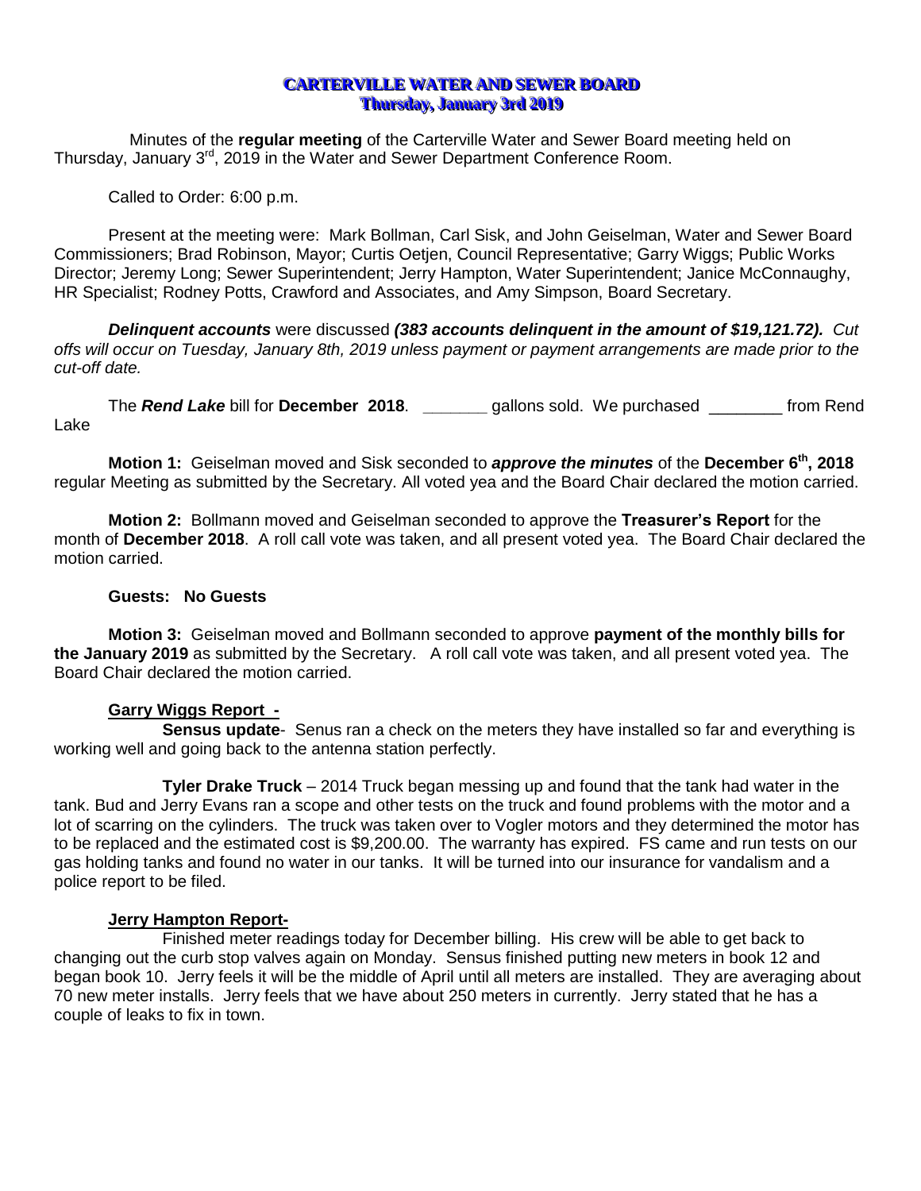# CARTERVILLE WATER AND SEWER BOARD
## Thursday, January 3rd 2019

Minutes of the **regular meeting** of the Carterville Water and Sewer Board meeting held on Thursday, January 3rd, 2019 in the Water and Sewer Department Conference Room.

Called to Order: 6:00 p.m.

Present at the meeting were: Mark Bollman, Carl Sisk, and John Geiselman, Water and Sewer Board Commissioners; Brad Robinson, Mayor; Curtis Oetjen, Council Representative; Garry Wiggs; Public Works Director; Jeremy Long; Sewer Superintendent; Jerry Hampton, Water Superintendent; Janice McConnaughy, HR Specialist; Rodney Potts, Crawford and Associates, and Amy Simpson, Board Secretary.

***Delinquent accounts*** were discussed ***(383 accounts delinquent in the amount of $19,121.72).*** *Cut offs will occur on Tuesday, January 8th, 2019 unless payment or payment arrangements are made prior to the cut-off date.*

The ***Rend Lake*** bill for **December 2018**. _______ gallons sold. We purchased ________ from Rend Lake

**Motion 1:** Geiselman moved and Sisk seconded to ***approve the minutes*** of the **December 6th, 2018** regular Meeting as submitted by the Secretary. All voted yea and the Board Chair declared the motion carried.

**Motion 2:** Bollmann moved and Geiselman seconded to approve the **Treasurer's Report** for the month of **December 2018**. A roll call vote was taken, and all present voted yea. The Board Chair declared the motion carried.

**Guests: No Guests**

**Motion 3:** Geiselman moved and Bollmann seconded to approve **payment of the monthly bills for the January 2019** as submitted by the Secretary. A roll call vote was taken, and all present voted yea. The Board Chair declared the motion carried.

**Garry Wiggs Report -**

**Sensus update**- Senus ran a check on the meters they have installed so far and everything is working well and going back to the antenna station perfectly.

**Tyler Drake Truck** – 2014 Truck began messing up and found that the tank had water in the tank. Bud and Jerry Evans ran a scope and other tests on the truck and found problems with the motor and a lot of scarring on the cylinders. The truck was taken over to Vogler motors and they determined the motor has to be replaced and the estimated cost is $9,200.00. The warranty has expired. FS came and run tests on our gas holding tanks and found no water in our tanks. It will be turned into our insurance for vandalism and a police report to be filed.

**Jerry Hampton Report-**

Finished meter readings today for December billing. His crew will be able to get back to changing out the curb stop valves again on Monday. Sensus finished putting new meters in book 12 and began book 10. Jerry feels it will be the middle of April until all meters are installed. They are averaging about 70 new meter installs. Jerry feels that we have about 250 meters in currently. Jerry stated that he has a couple of leaks to fix in town.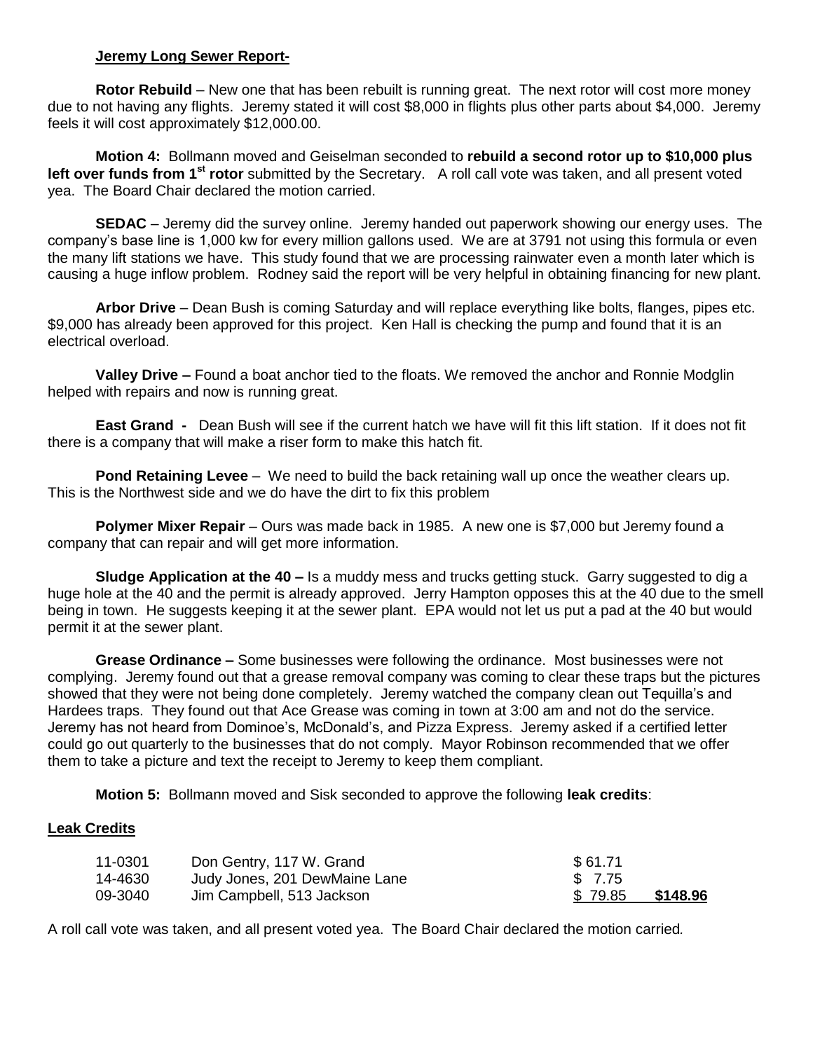**Jeremy Long Sewer Report-**

**Rotor Rebuild** – New one that has been rebuilt is running great. The next rotor will cost more money due to not having any flights. Jeremy stated it will cost $8,000 in flights plus other parts about $4,000. Jeremy feels it will cost approximately $12,000.00.

**Motion 4:** Bollmann moved and Geiselman seconded to **rebuild a second rotor up to $10,000 plus left over funds from 1st rotor** submitted by the Secretary. A roll call vote was taken, and all present voted yea. The Board Chair declared the motion carried.

**SEDAC** – Jeremy did the survey online. Jeremy handed out paperwork showing our energy uses. The company's base line is 1,000 kw for every million gallons used. We are at 3791 not using this formula or even the many lift stations we have. This study found that we are processing rainwater even a month later which is causing a huge inflow problem. Rodney said the report will be very helpful in obtaining financing for new plant.

**Arbor Drive** – Dean Bush is coming Saturday and will replace everything like bolts, flanges, pipes etc. $9,000 has already been approved for this project. Ken Hall is checking the pump and found that it is an electrical overload.

**Valley Drive –** Found a boat anchor tied to the floats. We removed the anchor and Ronnie Modglin helped with repairs and now is running great.

**East Grand -** Dean Bush will see if the current hatch we have will fit this lift station. If it does not fit there is a company that will make a riser form to make this hatch fit.

**Pond Retaining Levee** – We need to build the back retaining wall up once the weather clears up. This is the Northwest side and we do have the dirt to fix this problem

**Polymer Mixer Repair** – Ours was made back in 1985. A new one is $7,000 but Jeremy found a company that can repair and will get more information.

**Sludge Application at the 40 –** Is a muddy mess and trucks getting stuck. Garry suggested to dig a huge hole at the 40 and the permit is already approved. Jerry Hampton opposes this at the 40 due to the smell being in town. He suggests keeping it at the sewer plant. EPA would not let us put a pad at the 40 but would permit it at the sewer plant.

**Grease Ordinance –** Some businesses were following the ordinance. Most businesses were not complying. Jeremy found out that a grease removal company was coming to clear these traps but the pictures showed that they were not being done completely. Jeremy watched the company clean out Tequilla's and Hardees traps. They found out that Ace Grease was coming in town at 3:00 am and not do the service. Jeremy has not heard from Dominoe's, McDonald's, and Pizza Express. Jeremy asked if a certified letter could go out quarterly to the businesses that do not comply. Mayor Robinson recommended that we offer them to take a picture and text the receipt to Jeremy to keep them compliant.

**Motion 5:** Bollmann moved and Sisk seconded to approve the following **leak credits**:

**Leak Credits**

| | | | |
|---|---|---|---|
| 11-0301 | Don Gentry, 117 W. Grand | $ 61.71 | |
| 14-4630 | Judy Jones, 201 DewMaine Lane | $ 7.75 | |
| 09-3040 | Jim Campbell, 513 Jackson | $ 79.85 | **$148.96** |

A roll call vote was taken, and all present voted yea. The Board Chair declared the motion carried.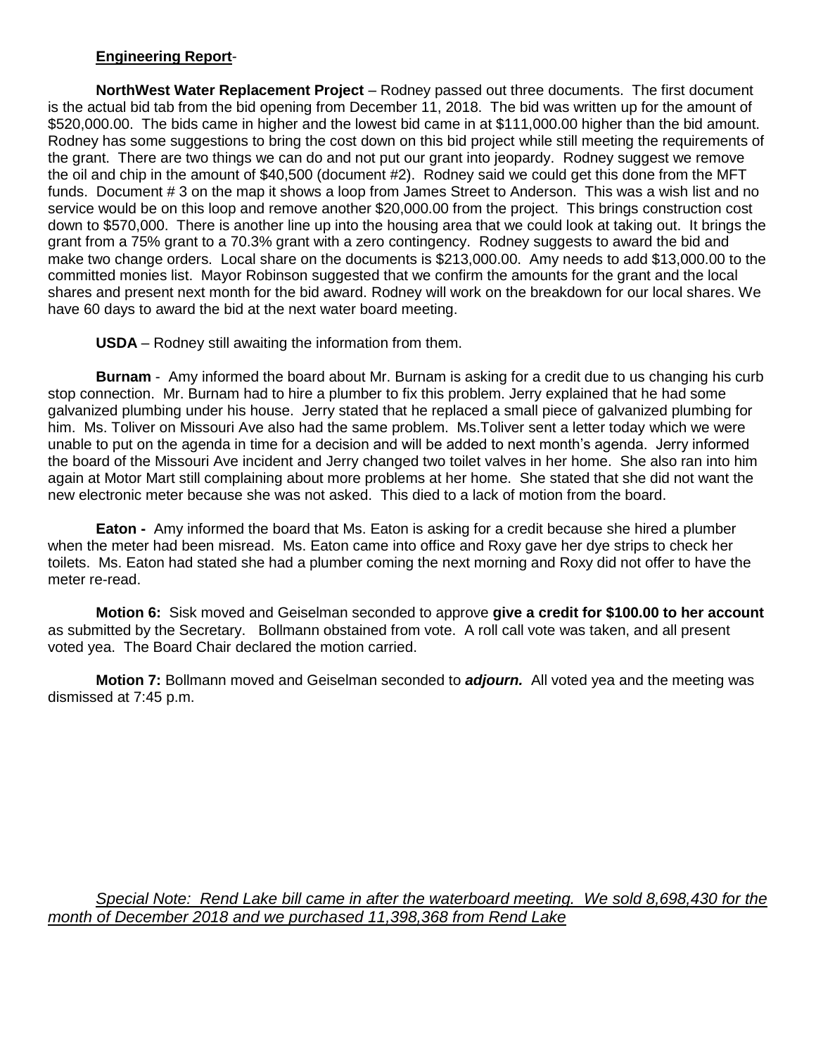**Engineering Report**-

**NorthWest Water Replacement Project** – Rodney passed out three documents. The first document is the actual bid tab from the bid opening from December 11, 2018. The bid was written up for the amount of $520,000.00. The bids came in higher and the lowest bid came in at $111,000.00 higher than the bid amount. Rodney has some suggestions to bring the cost down on this bid project while still meeting the requirements of the grant. There are two things we can do and not put our grant into jeopardy. Rodney suggest we remove the oil and chip in the amount of $40,500 (document #2). Rodney said we could get this done from the MFT funds. Document # 3 on the map it shows a loop from James Street to Anderson. This was a wish list and no service would be on this loop and remove another $20,000.00 from the project. This brings construction cost down to $570,000. There is another line up into the housing area that we could look at taking out. It brings the grant from a 75% grant to a 70.3% grant with a zero contingency. Rodney suggests to award the bid and make two change orders. Local share on the documents is $213,000.00. Amy needs to add $13,000.00 to the committed monies list. Mayor Robinson suggested that we confirm the amounts for the grant and the local shares and present next month for the bid award. Rodney will work on the breakdown for our local shares. We have 60 days to award the bid at the next water board meeting.

**USDA** – Rodney still awaiting the information from them.

**Burnam** - Amy informed the board about Mr. Burnam is asking for a credit due to us changing his curb stop connection. Mr. Burnam had to hire a plumber to fix this problem. Jerry explained that he had some galvanized plumbing under his house. Jerry stated that he replaced a small piece of galvanized plumbing for him. Ms. Toliver on Missouri Ave also had the same problem. Ms.Toliver sent a letter today which we were unable to put on the agenda in time for a decision and will be added to next month's agenda. Jerry informed the board of the Missouri Ave incident and Jerry changed two toilet valves in her home. She also ran into him again at Motor Mart still complaining about more problems at her home. She stated that she did not want the new electronic meter because she was not asked. This died to a lack of motion from the board.

**Eaton -** Amy informed the board that Ms. Eaton is asking for a credit because she hired a plumber when the meter had been misread. Ms. Eaton came into office and Roxy gave her dye strips to check her toilets. Ms. Eaton had stated she had a plumber coming the next morning and Roxy did not offer to have the meter re-read.

**Motion 6:** Sisk moved and Geiselman seconded to approve **give a credit for $100.00 to her account** as submitted by the Secretary. Bollmann obstained from vote. A roll call vote was taken, and all present voted yea. The Board Chair declared the motion carried.

**Motion 7:** Bollmann moved and Geiselman seconded to ***adjourn.*** All voted yea and the meeting was dismissed at 7:45 p.m.

*Special Note: Rend Lake bill came in after the waterboard meeting. We sold 8,698,430 for the month of December 2018 and we purchased 11,398,368 from Rend Lake*